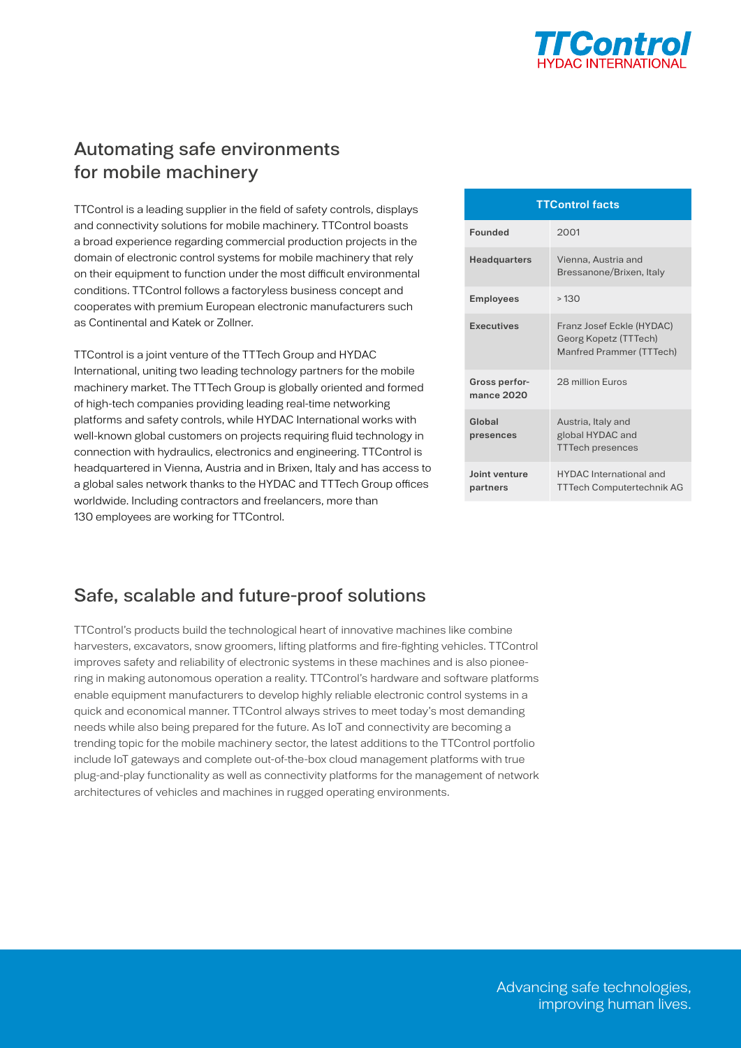TTControl
HYDAC INTERNATIONAL

## Automating safe environments for mobile machinery

TTControl is a leading supplier in the field of safety controls, displays and connectivity solutions for mobile machinery. TTControl boasts a broad experience regarding commercial production projects in the domain of electronic control systems for mobile machinery that rely on their equipment to function under the most difficult environmental conditions. TTControl follows a factoryless business concept and cooperates with premium European electronic manufacturers such as Continental and Katek or Zollner.

TTControl is a joint venture of the TTTech Group and HYDAC International, uniting two leading technology partners for the mobile machinery market. The TTTech Group is globally oriented and formed of high-tech companies providing leading real-time networking platforms and safety controls, while HYDAC International works with well-known global customers on projects requiring fluid technology in connection with hydraulics, electronics and engineering. TTControl is headquartered in Vienna, Austria and in Brixen, Italy and has access to a global sales network thanks to the HYDAC and TTTech Group offices worldwide. Including contractors and freelancers, more than 130 employees are working for TTControl.

| TTControl facts | |
|---|---|
| **Founded** | 2001 |
| **Headquarters** | Vienna, Austria and Bressanone/Brixen, Italy |
| **Employees** | > 130 |
| **Executives** | Franz Josef Eckle (HYDAC) Georg Kopetz (TTTech) Manfred Prammer (TTTech) |
| **Gross performance 2020** | 28 million Euros |
| **Global presences** | Austria, Italy and global HYDAC and TTTech presences |
| **Joint venture partners** | HYDAC International and TTTech Computertechnik AG |

## Safe, scalable and future-proof solutions

TTControl's products build the technological heart of innovative machines like combine harvesters, excavators, snow groomers, lifting platforms and fire-fighting vehicles. TTControl improves safety and reliability of electronic systems in these machines and is also pioneering in making autonomous operation a reality. TTControl's hardware and software platforms enable equipment manufacturers to develop highly reliable electronic control systems in a quick and economical manner. TTControl always strives to meet today's most demanding needs while also being prepared for the future. As IoT and connectivity are becoming a trending topic for the mobile machinery sector, the latest additions to the TTControl portfolio include IoT gateways and complete out-of-the-box cloud management platforms with true plug-and-play functionality as well as connectivity platforms for the management of network architectures of vehicles and machines in rugged operating environments.

Advancing safe technologies, improving human lives.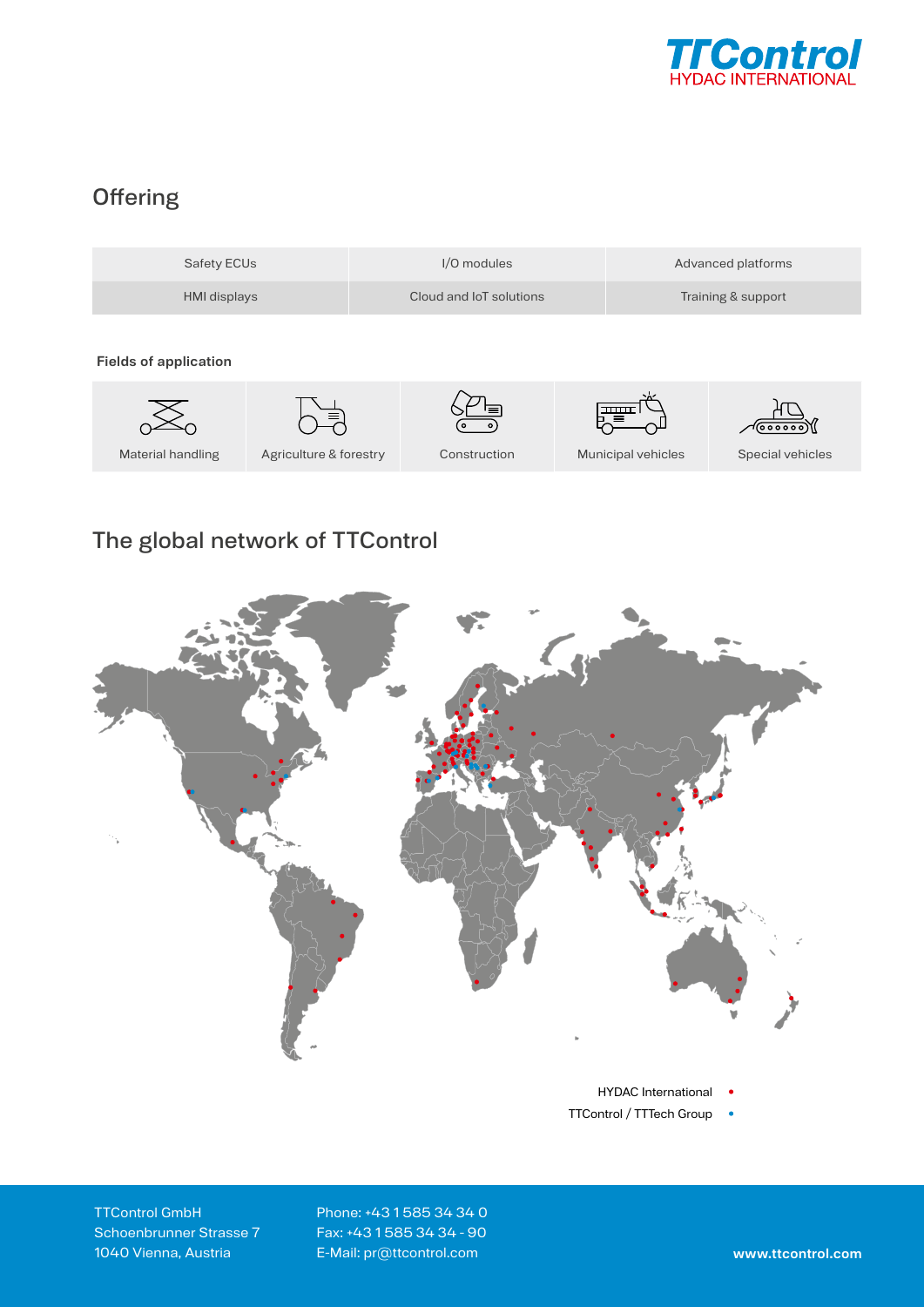## Offering

| | | |
|---|---|---|
| Safety ECUs | I/O modules | Advanced platforms |
| HMI displays | Cloud and IoT solutions | Training & support |

**Fields of application**

| | | | | |
|---|---|---|---|---|
| Material handling | Agriculture & forestry | Construction | Municipal vehicles | Special vehicles |

## The global network of TTControl

HYDAC International

TTControl / TTTech Group

TTControl GmbH
Schoenbrunner Strasse 7
1040 Vienna, Austria

Phone: +43 1 585 34 34 0
Fax: +43 1 585 34 34 - 90
E-Mail: pr@ttcontrol.com

**www.ttcontrol.com**